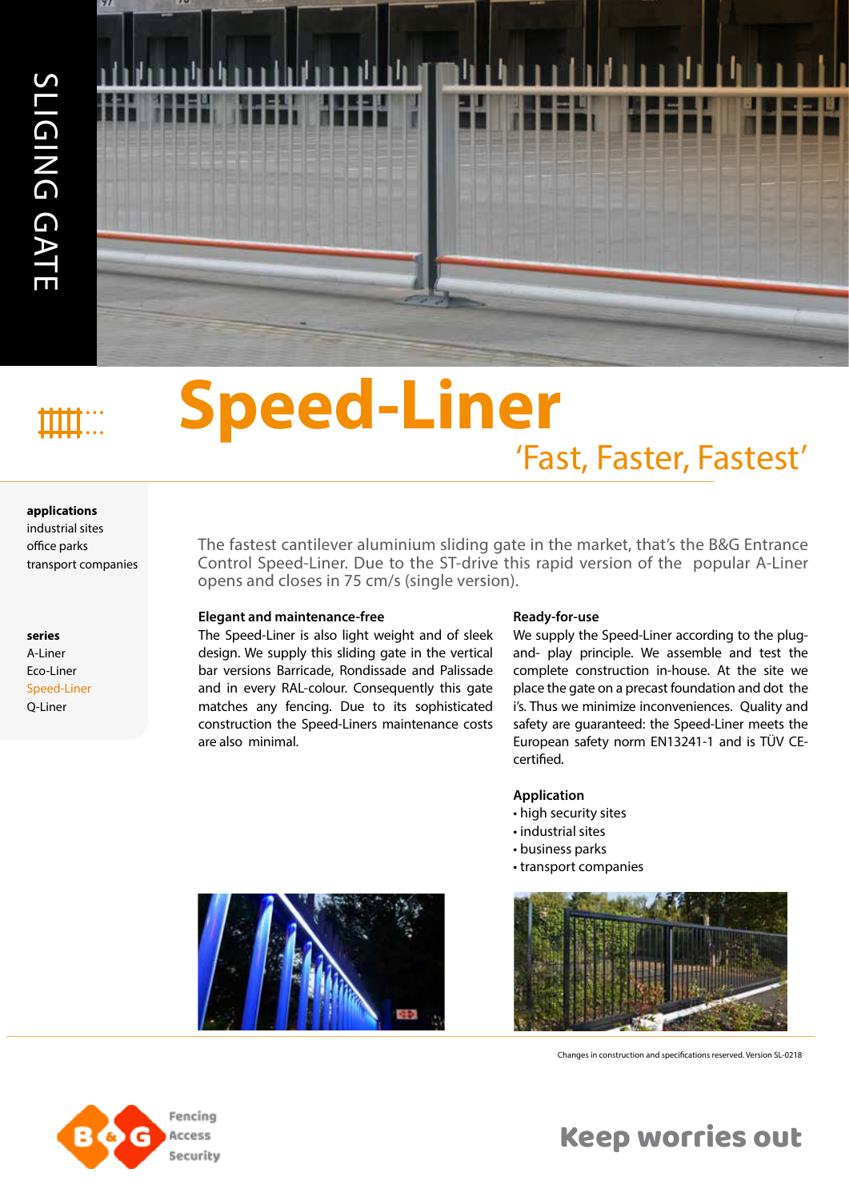SLIGING GATE

# Speed-Liner

## 'Fast, Faster, Fastest'

**applications**
industrial sites
office parks
transport companies

**series**
A-Liner
Eco-Liner
Speed-Liner
Q-Liner

The fastest cantilever aluminium sliding gate in the market, that's the B&G Entrance Control Speed-Liner. Due to the ST-drive this rapid version of the popular A-Liner opens and closes in 75 cm/s (single version).

### Elegant and maintenance-free

The Speed-Liner is also light weight and of sleek design. We supply this sliding gate in the vertical bar versions Barricade, Rondissade and Palissade and in every RAL-colour. Consequently this gate matches any fencing. Due to its sophisticated construction the Speed-Liners maintenance costs are also minimal.

### Ready-for-use

We supply the Speed-Liner according to the plug-and- play principle. We assemble and test the complete construction in-house. At the site we place the gate on a precast foundation and dot the i's. Thus we minimize inconveniences. Quality and safety are guaranteed: the Speed-Liner meets the European safety norm EN13241-1 and is TÜV CE-certified.

### Application

- high security sites
- industrial sites
- business parks
- transport companies

Changes in construction and specifications reserved. Version SL-0218

B&G Fencing Access Security

Keep worries out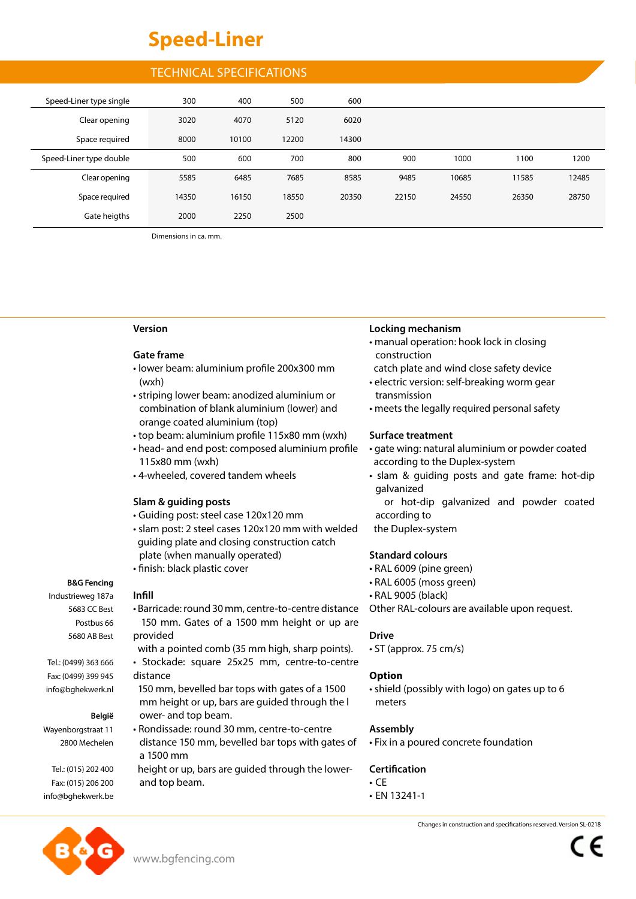# Speed-Liner

## TECHNICAL SPECIFICATIONS

| | | | | | | | | |
|---|---|---|---|---|---|---|---|---|
| Speed-Liner type single | 300 | 400 | 500 | 600 | | | | |
| Clear opening | 3020 | 4070 | 5120 | 6020 | | | | |
| Space required | 8000 | 10100 | 12200 | 14300 | | | | |
| Speed-Liner type double | 500 | 600 | 700 | 800 | 900 | 1000 | 1100 | 1200 |
| Clear opening | 5585 | 6485 | 7685 | 8585 | 9485 | 10685 | 11585 | 12485 |
| Space required | 14350 | 16150 | 18550 | 20350 | 22150 | 24550 | 26350 | 28750 |
| Gate heigths | 2000 | 2250 | 2500 | | | | | |

Dimensions in ca. mm.

### Version

**Gate frame**
- lower beam: aluminium profile 200x300 mm (wxh)
- striping lower beam: anodized aluminium or combination of blank aluminium (lower) and orange coated aluminium (top)
- top beam: aluminium profile 115x80 mm (wxh)
- head- and end post: composed aluminium profile 115x80 mm (wxh)
- 4-wheeled, covered tandem wheels

**Slam & guiding posts**
- Guiding post: steel case 120x120 mm
- slam post: 2 steel cases 120x120 mm with welded guiding plate and closing construction catch plate (when manually operated)
- finish: black plastic cover

**Infill**
- Barricade: round 30 mm, centre-to-centre distance 150 mm. Gates of a 1500 mm height or up are provided with a pointed comb (35 mm high, sharp points).
- Stockade: square 25x25 mm, centre-to-centre distance 150 mm, bevelled bar tops with gates of a 1500 mm height or up, bars are guided through the l ower- and top beam.
- Rondissade: round 30 mm, centre-to-centre distance 150 mm, bevelled bar tops with gates of a 1500 mm height or up, bars are guided through the lower- and top beam.

**Locking mechanism**
- manual operation: hook lock in closing construction catch plate and wind close safety device
- electric version: self-breaking worm gear transmission
- meets the legally required personal safety

**Surface treatment**
- gate wing: natural aluminium or powder coated according to the Duplex-system
- slam & guiding posts and gate frame: hot-dip galvanized or hot-dip galvanized and powder coated according to the Duplex-system

**Standard colours**
- RAL 6009 (pine green)
- RAL 6005 (moss green)
- RAL 9005 (black)

Other RAL-colours are available upon request.

**Drive**
- ST (approx. 75 cm/s)

**Option**
- shield (possibly with logo) on gates up to 6 meters

**Assembly**
- Fix in a poured concrete foundation

**Certification**
- CE
- EN 13241-1

**B&G Fencing**
Industrieweg 187a
5683 CC Best
Postbus 66
5680 AB Best

Tel.: (0499) 363 666
Fax: (0499) 399 945
info@bghekwerk.nl

**België**
Wayenborgstraat 11
2800 Mechelen

Tel.: (015) 202 400
Fax: (015) 206 200
info@bghekwerk.be

Changes in construction and specifications reserved. Version SL-0218

www.bgfencing.com